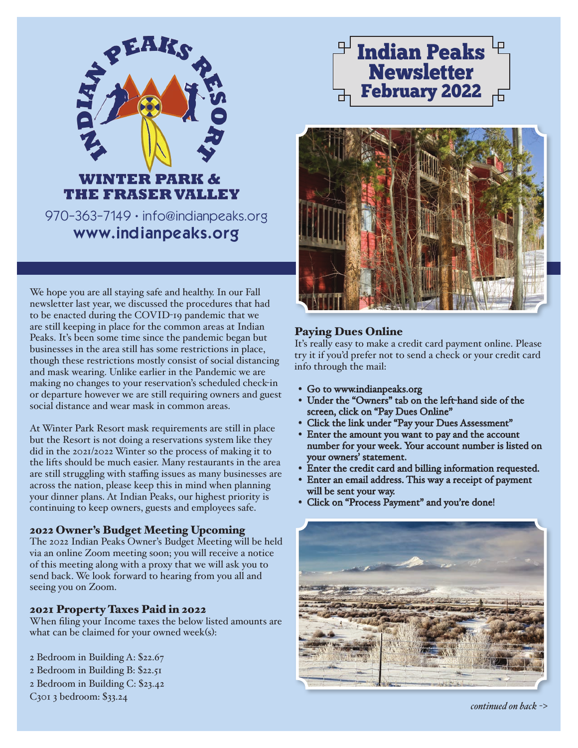# Indian Peaks Newsletter February 2022

INDIAN PEAKS RESORT

WINTER PARK & THE FRASER VALLEY

970-363-7149 • info@indianpeaks.org

**www.indianpeaks.org**

We hope you are all staying safe and healthy. In our Fall newsletter last year, we discussed the procedures that had to be enacted during the COVID-19 pandemic that we are still keeping in place for the common areas at Indian Peaks. It's been some time since the pandemic began but businesses in the area still has some restrictions in place, though these restrictions mostly consist of social distancing and mask wearing. Unlike earlier in the Pandemic we are making no changes to your reservation's scheduled check-in or departure however we are still requiring owners and guest social distance and wear mask in common areas.

At Winter Park Resort mask requirements are still in place but the Resort is not doing a reservations system like they did in the 2021/2022 Winter so the process of making it to the lifts should be much easier. Many restaurants in the area are still struggling with staffing issues as many businesses are across the nation, please keep this in mind when planning your dinner plans. At Indian Peaks, our highest priority is continuing to keep owners, guests and employees safe.

## 2022 Owner's Budget Meeting Upcoming

The 2022 Indian Peaks Owner's Budget Meeting will be held via an online Zoom meeting soon; you will receive a notice of this meeting along with a proxy that we will ask you to send back. We look forward to hearing from you all and seeing you on Zoom.

## 2021 Property Taxes Paid in 2022

When filing your Income taxes the below listed amounts are what can be claimed for your owned week(s):

2 Bedroom in Building A: $22.67
2 Bedroom in Building B: $22.51
2 Bedroom in Building C: $23.42
C301 3 bedroom: $33.24

## Paying Dues Online

It's really easy to make a credit card payment online. Please try it if you'd prefer not to send a check or your credit card info through the mail:

- Go to www.indianpeaks.org
- Under the "Owners" tab on the left-hand side of the screen, click on "Pay Dues Online"
- Click the link under "Pay your Dues Assessment"
- Enter the amount you want to pay and the account number for your week. Your account number is listed on your owners' statement.
- Enter the credit card and billing information requested.
- Enter an email address. This way a receipt of payment will be sent your way.
- Click on "Process Payment" and you're done!

*continued on back ->*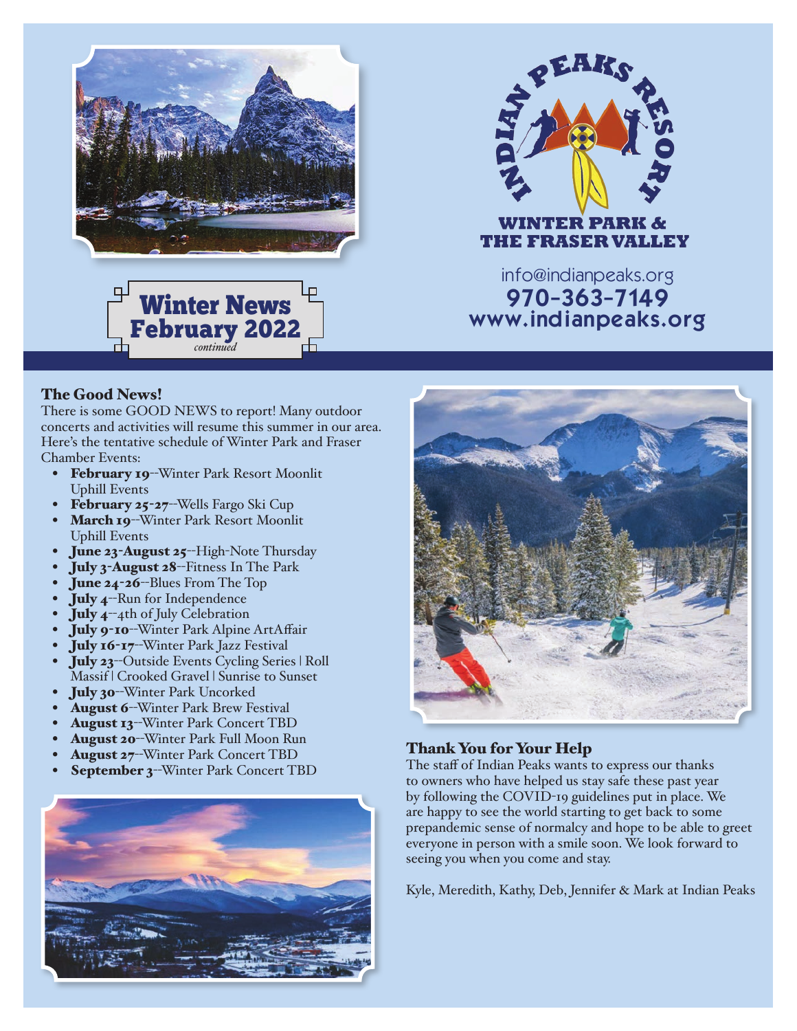**Indian Peaks Resort**

**Winter Park & The Fraser Valley**

info@indianpeaks.org
970-363-7149
www.indianpeaks.org

# Winter News February 2022

*continued*

## The Good News!

There is some GOOD NEWS to report! Many outdoor concerts and activities will resume this summer in our area. Here's the tentative schedule of Winter Park and Fraser Chamber Events:

- **February 19**--Winter Park Resort Moonlit Uphill Events
- **February 25-27**--Wells Fargo Ski Cup
- **March 19**--Winter Park Resort Moonlit Uphill Events
- **June 23-August 25**--High-Note Thursday
- **July 3-August 28**--Fitness In The Park
- **June 24-26**--Blues From The Top
- **July 4**--Run for Independence
- **July 4**--4th of July Celebration
- **July 9-10**--Winter Park Alpine ArtAffair
- **July 16-17**--Winter Park Jazz Festival
- **July 23**--Outside Events Cycling Series | Roll Massif | Crooked Gravel | Sunrise to Sunset
- **July 30**--Winter Park Uncorked
- **August 6**--Winter Park Brew Festival
- **August 13**--Winter Park Concert TBD
- **August 20**--Winter Park Full Moon Run
- **August 27**--Winter Park Concert TBD
- **September 3**--Winter Park Concert TBD

## Thank You for Your Help

The staff of Indian Peaks wants to express our thanks to owners who have helped us stay safe these past year by following the COVID-19 guidelines put in place. We are happy to see the world starting to get back to some prepandemic sense of normalcy and hope to be able to greet everyone in person with a smile soon. We look forward to seeing you when you come and stay.

Kyle, Meredith, Kathy, Deb, Jennifer & Mark at Indian Peaks